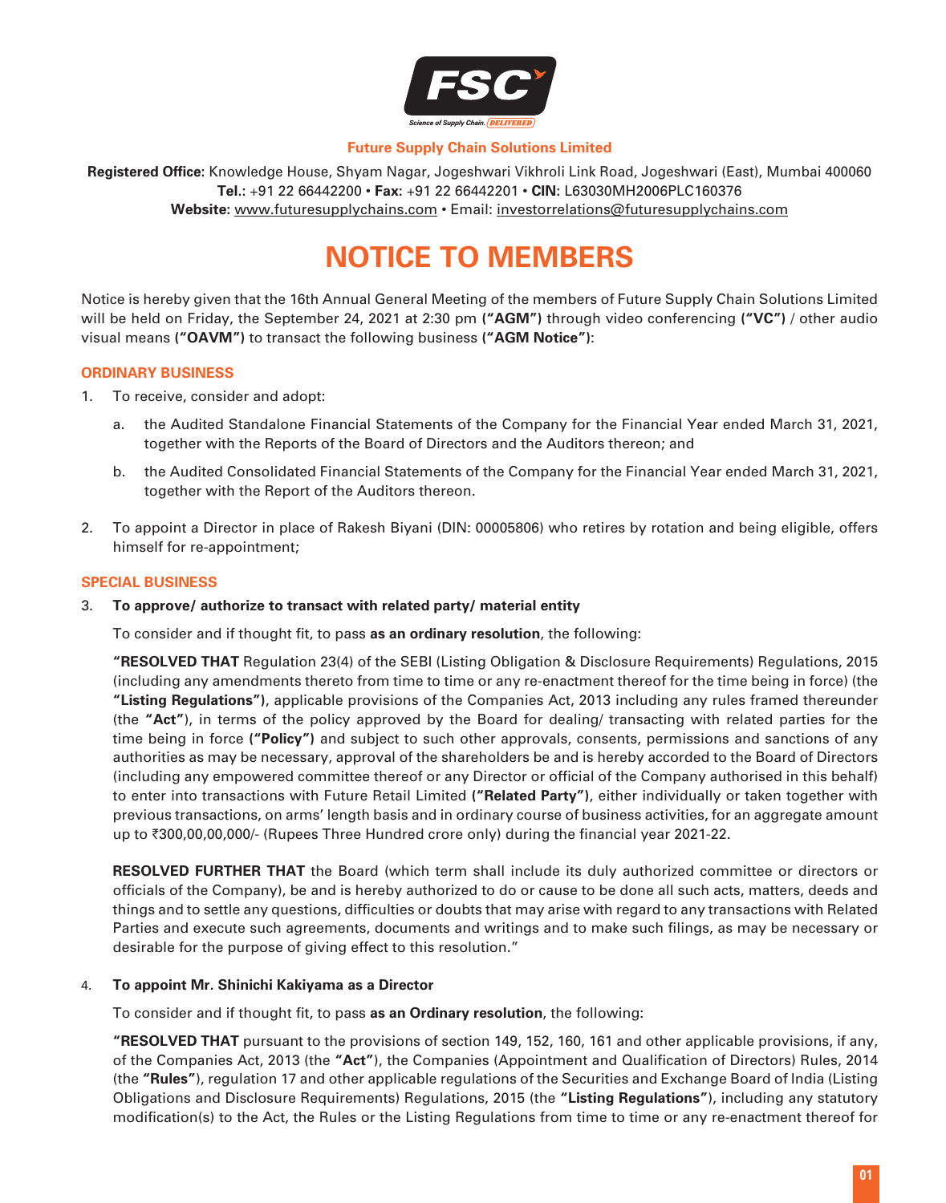**Future Supply Chain Solutions Limited**

**Registered Office:** Knowledge House, Shyam Nagar, Jogeshwari Vikhroli Link Road, Jogeshwari (East), Mumbai 400060
**Tel.:** +91 22 66442200 • **Fax:** +91 22 66442201 • **CIN:** L63030MH2006PLC160376
**Website:** www.futuresupplychains.com • Email: investorrelations@futuresupplychains.com

# NOTICE TO MEMBERS

Notice is hereby given that the 16th Annual General Meeting of the members of Future Supply Chain Solutions Limited will be held on Friday, the September 24, 2021 at 2:30 pm **("AGM")** through video conferencing **("VC")** / other audio visual means **("OAVM")** to transact the following business **("AGM Notice")**:

## ORDINARY BUSINESS

1. To receive, consider and adopt:

   a. the Audited Standalone Financial Statements of the Company for the Financial Year ended March 31, 2021, together with the Reports of the Board of Directors and the Auditors thereon; and

   b. the Audited Consolidated Financial Statements of the Company for the Financial Year ended March 31, 2021, together with the Report of the Auditors thereon.

2. To appoint a Director in place of Rakesh Biyani (DIN: 00005806) who retires by rotation and being eligible, offers himself for re-appointment;

## SPECIAL BUSINESS

3. **To approve/ authorize to transact with related party/ material entity**

   To consider and if thought fit, to pass **as an ordinary resolution**, the following:

   **"RESOLVED THAT** Regulation 23(4) of the SEBI (Listing Obligation & Disclosure Requirements) Regulations, 2015 (including any amendments thereto from time to time or any re-enactment thereof for the time being in force) (the **"Listing Regulations")**, applicable provisions of the Companies Act, 2013 including any rules framed thereunder (the **"Act"**), in terms of the policy approved by the Board for dealing/ transacting with related parties for the time being in force **("Policy")** and subject to such other approvals, consents, permissions and sanctions of any authorities as may be necessary, approval of the shareholders be and is hereby accorded to the Board of Directors (including any empowered committee thereof or any Director or official of the Company authorised in this behalf) to enter into transactions with Future Retail Limited **("Related Party")**, either individually or taken together with previous transactions, on arms' length basis and in ordinary course of business activities, for an aggregate amount up to ₹300,00,00,000/- (Rupees Three Hundred crore only) during the financial year 2021-22.

   **RESOLVED FURTHER THAT** the Board (which term shall include its duly authorized committee or directors or officials of the Company), be and is hereby authorized to do or cause to be done all such acts, matters, deeds and things and to settle any questions, difficulties or doubts that may arise with regard to any transactions with Related Parties and execute such agreements, documents and writings and to make such filings, as may be necessary or desirable for the purpose of giving effect to this resolution."

4. **To appoint Mr. Shinichi Kakiyama as a Director**

   To consider and if thought fit, to pass **as an Ordinary resolution**, the following:

   **"RESOLVED THAT** pursuant to the provisions of section 149, 152, 160, 161 and other applicable provisions, if any, of the Companies Act, 2013 (the **"Act"**), the Companies (Appointment and Qualification of Directors) Rules, 2014 (the **"Rules"**), regulation 17 and other applicable regulations of the Securities and Exchange Board of India (Listing Obligations and Disclosure Requirements) Regulations, 2015 (the **"Listing Regulations"**), including any statutory modification(s) to the Act, the Rules or the Listing Regulations from time to time or any re-enactment thereof for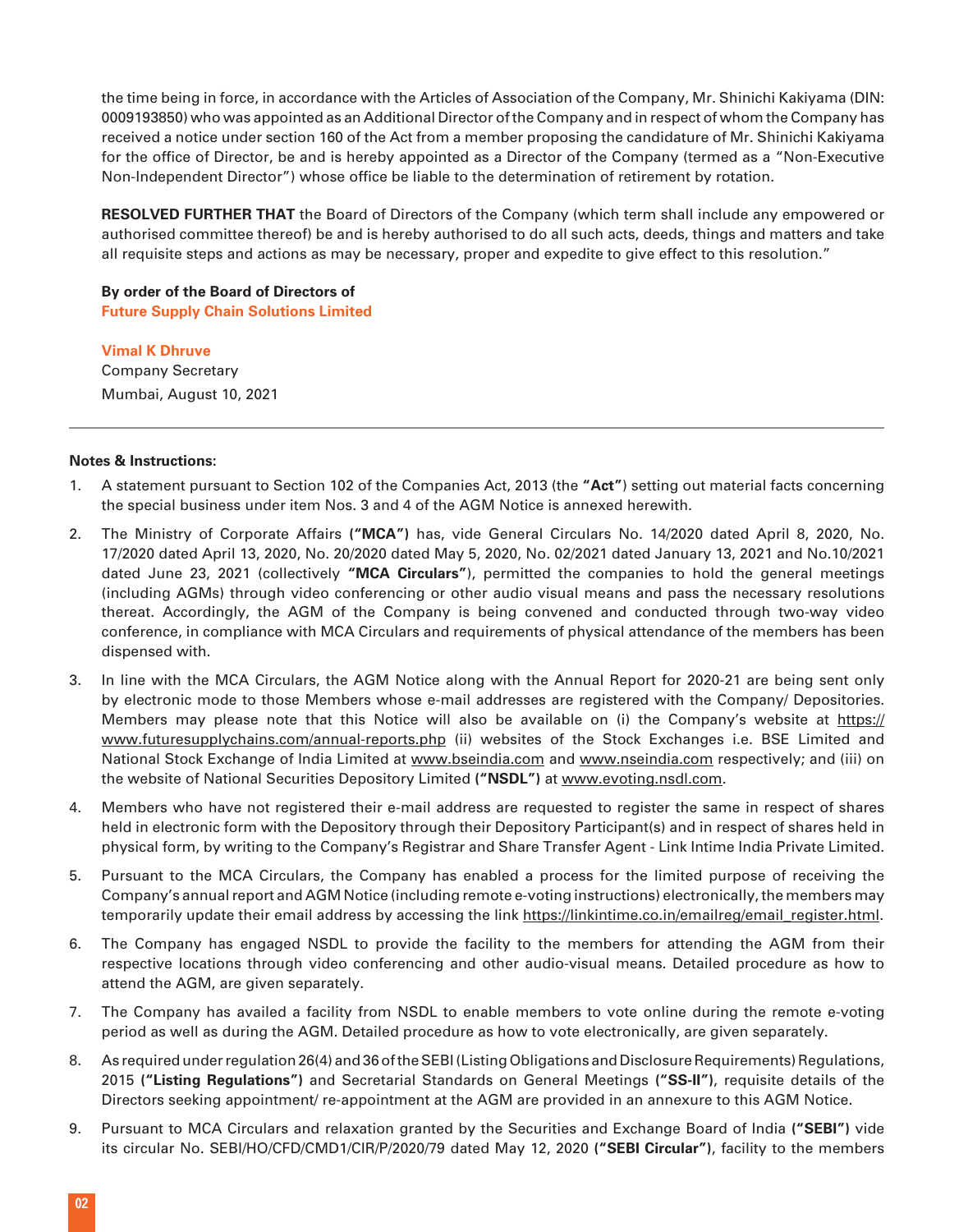the time being in force, in accordance with the Articles of Association of the Company, Mr. Shinichi Kakiyama (DIN: 0009193850) who was appointed as an Additional Director of the Company and in respect of whom the Company has received a notice under section 160 of the Act from a member proposing the candidature of Mr. Shinichi Kakiyama for the office of Director, be and is hereby appointed as a Director of the Company (termed as a "Non-Executive Non-Independent Director") whose office be liable to the determination of retirement by rotation.

**RESOLVED FURTHER THAT** the Board of Directors of the Company (which term shall include any empowered or authorised committee thereof) be and is hereby authorised to do all such acts, deeds, things and matters and take all requisite steps and actions as may be necessary, proper and expedite to give effect to this resolution."

**By order of the Board of Directors of**
**Future Supply Chain Solutions Limited**

**Vimal K Dhruve**
Company Secretary
Mumbai, August 10, 2021

---

**Notes & Instructions:**

1. A statement pursuant to Section 102 of the Companies Act, 2013 (the **"Act"**) setting out material facts concerning the special business under item Nos. 3 and 4 of the AGM Notice is annexed herewith.
2. The Ministry of Corporate Affairs **("MCA")** has, vide General Circulars No. 14/2020 dated April 8, 2020, No. 17/2020 dated April 13, 2020, No. 20/2020 dated May 5, 2020, No. 02/2021 dated January 13, 2021 and No.10/2021 dated June 23, 2021 (collectively **"MCA Circulars"**), permitted the companies to hold the general meetings (including AGMs) through video conferencing or other audio visual means and pass the necessary resolutions thereat. Accordingly, the AGM of the Company is being convened and conducted through two-way video conference, in compliance with MCA Circulars and requirements of physical attendance of the members has been dispensed with.
3. In line with the MCA Circulars, the AGM Notice along with the Annual Report for 2020-21 are being sent only by electronic mode to those Members whose e-mail addresses are registered with the Company/ Depositories. Members may please note that this Notice will also be available on (i) the Company's website at https://www.futuresupplychains.com/annual-reports.php (ii) websites of the Stock Exchanges i.e. BSE Limited and National Stock Exchange of India Limited at www.bseindia.com and www.nseindia.com respectively; and (iii) on the website of National Securities Depository Limited **("NSDL")** at www.evoting.nsdl.com.
4. Members who have not registered their e-mail address are requested to register the same in respect of shares held in electronic form with the Depository through their Depository Participant(s) and in respect of shares held in physical form, by writing to the Company's Registrar and Share Transfer Agent - Link Intime India Private Limited.
5. Pursuant to the MCA Circulars, the Company has enabled a process for the limited purpose of receiving the Company's annual report and AGM Notice (including remote e-voting instructions) electronically, the members may temporarily update their email address by accessing the link https://linkintime.co.in/emailreg/email_register.html.
6. The Company has engaged NSDL to provide the facility to the members for attending the AGM from their respective locations through video conferencing and other audio-visual means. Detailed procedure as how to attend the AGM, are given separately.
7. The Company has availed a facility from NSDL to enable members to vote online during the remote e-voting period as well as during the AGM. Detailed procedure as how to vote electronically, are given separately.
8. As required under regulation 26(4) and 36 of the SEBI (Listing Obligations and Disclosure Requirements) Regulations, 2015 **("Listing Regulations")** and Secretarial Standards on General Meetings **("SS-II")**, requisite details of the Directors seeking appointment/ re-appointment at the AGM are provided in an annexure to this AGM Notice.
9. Pursuant to MCA Circulars and relaxation granted by the Securities and Exchange Board of India **("SEBI")** vide its circular No. SEBI/HO/CFD/CMD1/CIR/P/2020/79 dated May 12, 2020 **("SEBI Circular")**, facility to the members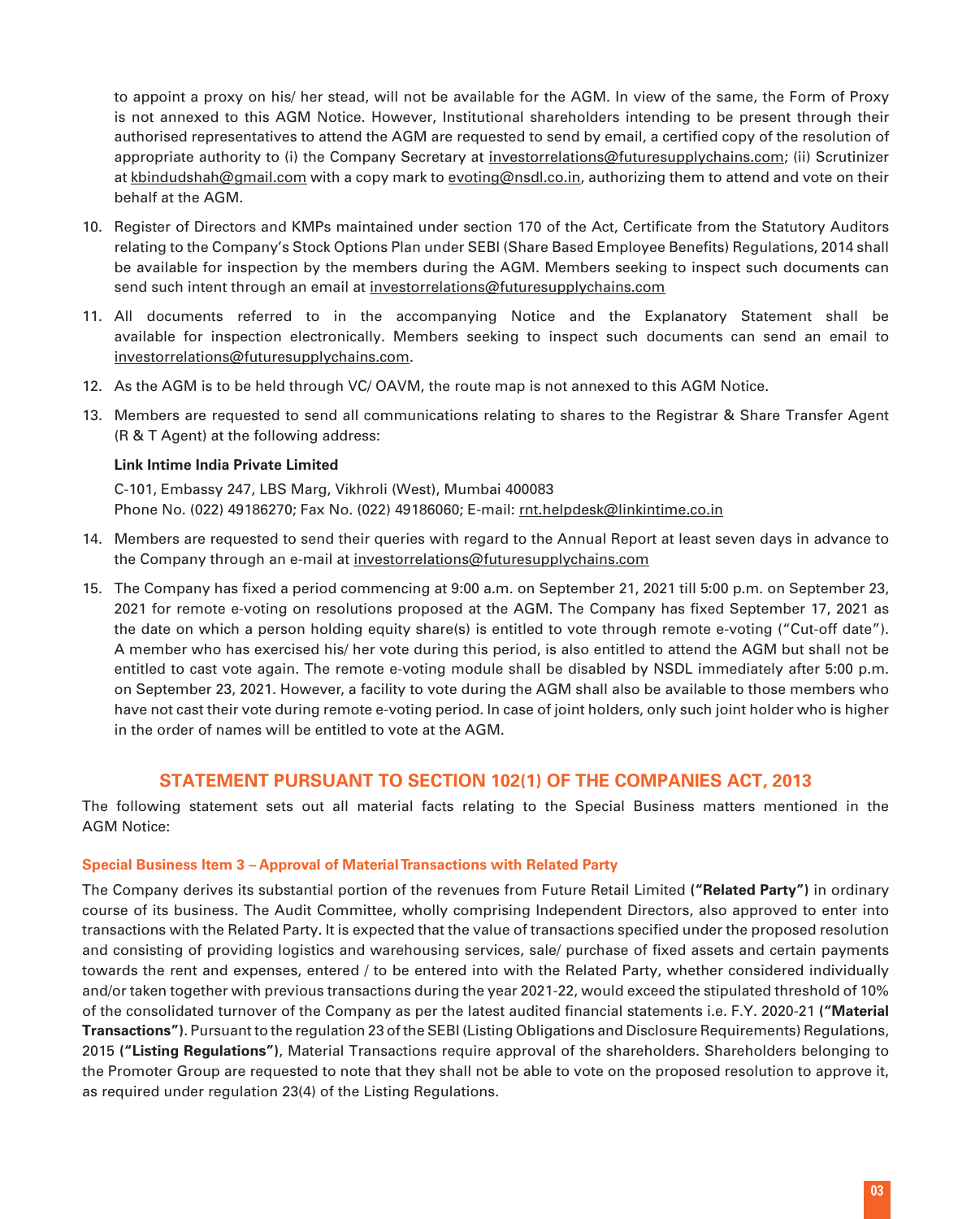to appoint a proxy on his/ her stead, will not be available for the AGM. In view of the same, the Form of Proxy is not annexed to this AGM Notice. However, Institutional shareholders intending to be present through their authorised representatives to attend the AGM are requested to send by email, a certified copy of the resolution of appropriate authority to (i) the Company Secretary at investorrelations@futuresupplychains.com; (ii) Scrutinizer at kbindudshah@gmail.com with a copy mark to evoting@nsdl.co.in, authorizing them to attend and vote on their behalf at the AGM.

10. Register of Directors and KMPs maintained under section 170 of the Act, Certificate from the Statutory Auditors relating to the Company's Stock Options Plan under SEBI (Share Based Employee Benefits) Regulations, 2014 shall be available for inspection by the members during the AGM. Members seeking to inspect such documents can send such intent through an email at investorrelations@futuresupplychains.com

11. All documents referred to in the accompanying Notice and the Explanatory Statement shall be available for inspection electronically. Members seeking to inspect such documents can send an email to investorrelations@futuresupplychains.com.

12. As the AGM is to be held through VC/ OAVM, the route map is not annexed to this AGM Notice.

13. Members are requested to send all communications relating to shares to the Registrar & Share Transfer Agent (R & T Agent) at the following address:

    **Link Intime India Private Limited**

    C-101, Embassy 247, LBS Marg, Vikhroli (West), Mumbai 400083
    Phone No. (022) 49186270; Fax No. (022) 49186060; E-mail: rnt.helpdesk@linkintime.co.in

14. Members are requested to send their queries with regard to the Annual Report at least seven days in advance to the Company through an e-mail at investorrelations@futuresupplychains.com

15. The Company has fixed a period commencing at 9:00 a.m. on September 21, 2021 till 5:00 p.m. on September 23, 2021 for remote e-voting on resolutions proposed at the AGM. The Company has fixed September 17, 2021 as the date on which a person holding equity share(s) is entitled to vote through remote e-voting ("Cut-off date"). A member who has exercised his/ her vote during this period, is also entitled to attend the AGM but shall not be entitled to cast vote again. The remote e-voting module shall be disabled by NSDL immediately after 5:00 p.m. on September 23, 2021. However, a facility to vote during the AGM shall also be available to those members who have not cast their vote during remote e-voting period. In case of joint holders, only such joint holder who is higher in the order of names will be entitled to vote at the AGM.

## STATEMENT PURSUANT TO SECTION 102(1) OF THE COMPANIES ACT, 2013

The following statement sets out all material facts relating to the Special Business matters mentioned in the AGM Notice:

### Special Business Item 3 – Approval of Material Transactions with Related Party

The Company derives its substantial portion of the revenues from Future Retail Limited **("Related Party")** in ordinary course of its business. The Audit Committee, wholly comprising Independent Directors, also approved to enter into transactions with the Related Party. It is expected that the value of transactions specified under the proposed resolution and consisting of providing logistics and warehousing services, sale/ purchase of fixed assets and certain payments towards the rent and expenses, entered / to be entered into with the Related Party, whether considered individually and/or taken together with previous transactions during the year 2021-22, would exceed the stipulated threshold of 10% of the consolidated turnover of the Company as per the latest audited financial statements i.e. F.Y. 2020-21 **("Material Transactions")**. Pursuant to the regulation 23 of the SEBI (Listing Obligations and Disclosure Requirements) Regulations, 2015 **("Listing Regulations")**, Material Transactions require approval of the shareholders. Shareholders belonging to the Promoter Group are requested to note that they shall not be able to vote on the proposed resolution to approve it, as required under regulation 23(4) of the Listing Regulations.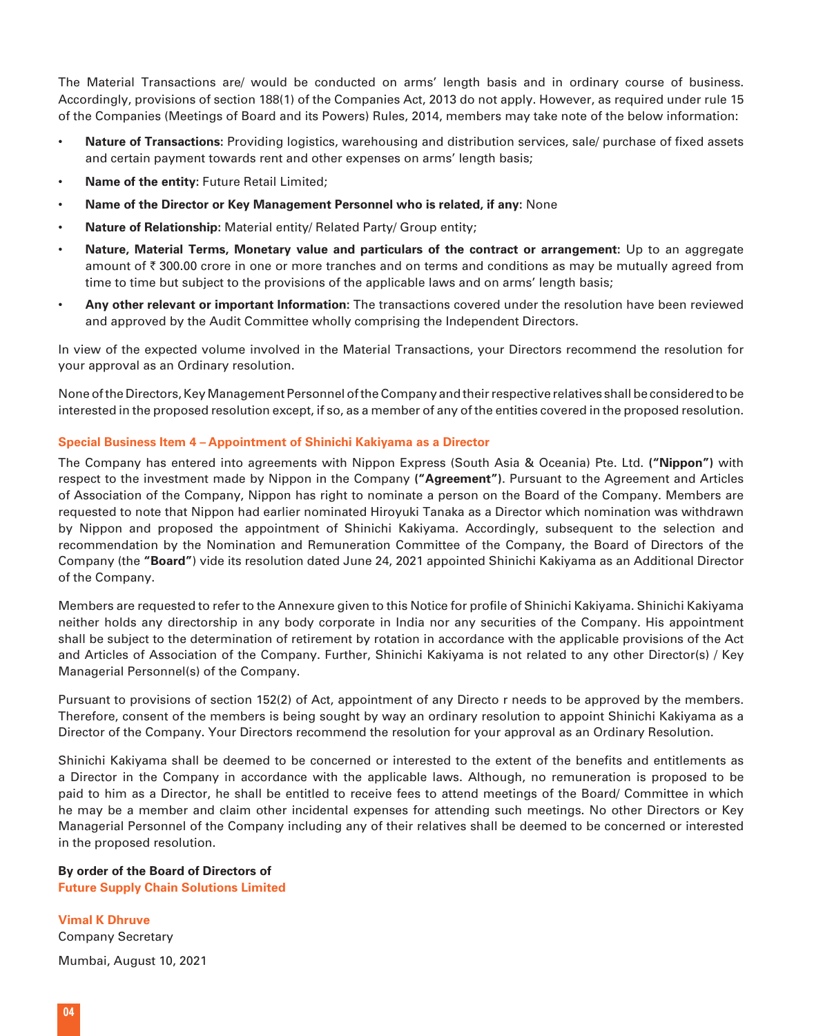The Material Transactions are/ would be conducted on arms' length basis and in ordinary course of business. Accordingly, provisions of section 188(1) of the Companies Act, 2013 do not apply. However, as required under rule 15 of the Companies (Meetings of Board and its Powers) Rules, 2014, members may take note of the below information:

- **Nature of Transactions:** Providing logistics, warehousing and distribution services, sale/ purchase of fixed assets and certain payment towards rent and other expenses on arms' length basis;
- **Name of the entity:** Future Retail Limited;
- **Name of the Director or Key Management Personnel who is related, if any:** None
- **Nature of Relationship:** Material entity/ Related Party/ Group entity;
- **Nature, Material Terms, Monetary value and particulars of the contract or arrangement:** Up to an aggregate amount of ₹ 300.00 crore in one or more tranches and on terms and conditions as may be mutually agreed from time to time but subject to the provisions of the applicable laws and on arms' length basis;
- **Any other relevant or important Information:** The transactions covered under the resolution have been reviewed and approved by the Audit Committee wholly comprising the Independent Directors.

In view of the expected volume involved in the Material Transactions, your Directors recommend the resolution for your approval as an Ordinary resolution.

None of the Directors, Key Management Personnel of the Company and their respective relatives shall be considered to be interested in the proposed resolution except, if so, as a member of any of the entities covered in the proposed resolution.

### Special Business Item 4 – Appointment of Shinichi Kakiyama as a Director

The Company has entered into agreements with Nippon Express (South Asia & Oceania) Pte. Ltd. **("Nippon")** with respect to the investment made by Nippon in the Company **("Agreement")**. Pursuant to the Agreement and Articles of Association of the Company, Nippon has right to nominate a person on the Board of the Company. Members are requested to note that Nippon had earlier nominated Hiroyuki Tanaka as a Director which nomination was withdrawn by Nippon and proposed the appointment of Shinichi Kakiyama. Accordingly, subsequent to the selection and recommendation by the Nomination and Remuneration Committee of the Company, the Board of Directors of the Company (the **"Board"**) vide its resolution dated June 24, 2021 appointed Shinichi Kakiyama as an Additional Director of the Company.

Members are requested to refer to the Annexure given to this Notice for profile of Shinichi Kakiyama. Shinichi Kakiyama neither holds any directorship in any body corporate in India nor any securities of the Company. His appointment shall be subject to the determination of retirement by rotation in accordance with the applicable provisions of the Act and Articles of Association of the Company. Further, Shinichi Kakiyama is not related to any other Director(s) / Key Managerial Personnel(s) of the Company.

Pursuant to provisions of section 152(2) of Act, appointment of any Directo r needs to be approved by the members. Therefore, consent of the members is being sought by way an ordinary resolution to appoint Shinichi Kakiyama as a Director of the Company. Your Directors recommend the resolution for your approval as an Ordinary Resolution.

Shinichi Kakiyama shall be deemed to be concerned or interested to the extent of the benefits and entitlements as a Director in the Company in accordance with the applicable laws. Although, no remuneration is proposed to be paid to him as a Director, he shall be entitled to receive fees to attend meetings of the Board/ Committee in which he may be a member and claim other incidental expenses for attending such meetings. No other Directors or Key Managerial Personnel of the Company including any of their relatives shall be deemed to be concerned or interested in the proposed resolution.

**By order of the Board of Directors of**
**Future Supply Chain Solutions Limited**

**Vimal K Dhruve**
Company Secretary

Mumbai, August 10, 2021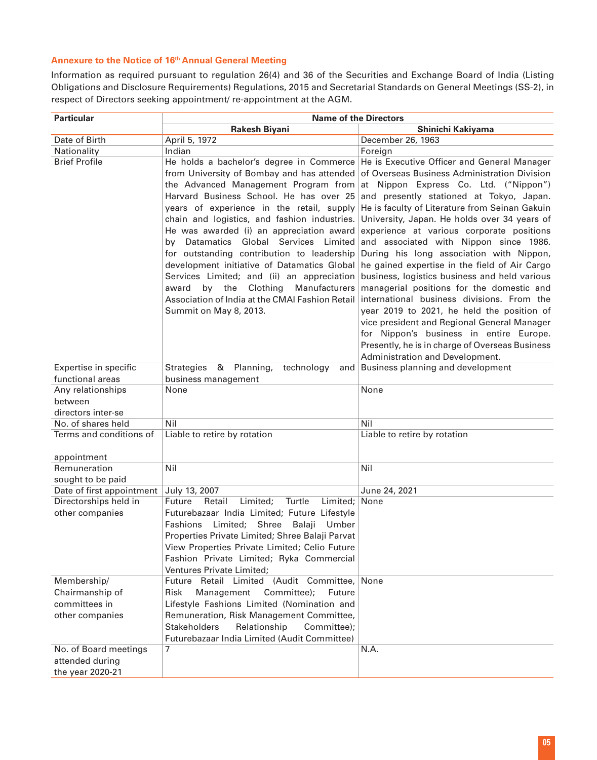### Annexure to the Notice of 16th Annual General Meeting

Information as required pursuant to regulation 26(4) and 36 of the Securities and Exchange Board of India (Listing Obligations and Disclosure Requirements) Regulations, 2015 and Secretarial Standards on General Meetings (SS-2), in respect of Directors seeking appointment/ re-appointment at the AGM.

| Particular | Name of the Directors | |
|---|---|---|
| | **Rakesh Biyani** | **Shinichi Kakiyama** |
| Date of Birth | April 5, 1972 | December 26, 1963 |
| Nationality | Indian | Foreign |
| Brief Profile | He holds a bachelor's degree in Commerce from University of Bombay and has attended the Advanced Management Program from Harvard Business School. He has over 25 years of experience in the retail, supply chain and logistics, and fashion industries. He was awarded (i) an appreciation award by Datamatics Global Services Limited for outstanding contribution to leadership development initiative of Datamatics Global Services Limited; and (ii) an appreciation award by the Clothing Manufacturers Association of India at the CMAI Fashion Retail Summit on May 8, 2013. | He is Executive Officer and General Manager of Overseas Business Administration Division at Nippon Express Co. Ltd. ("Nippon") and presently stationed at Tokyo, Japan. He is faculty of Literature from Seinan Gakuin University, Japan. He holds over 34 years of experience at various corporate positions and associated with Nippon since 1986. During his long association with Nippon, he gained expertise in the field of Air Cargo business, logistics business and held various managerial positions for the domestic and international business divisions. From the year 2019 to 2021, he held the position of vice president and Regional General Manager for Nippon's business in entire Europe. Presently, he is in charge of Overseas Business Administration and Development. |
| Expertise in specific functional areas | Strategies & Planning, technology and business management | Business planning and development |
| Any relationships between directors inter-se | None | None |
| No. of shares held | Nil | Nil |
| Terms and conditions of appointment | Liable to retire by rotation | Liable to retire by rotation |
| Remuneration sought to be paid | Nil | Nil |
| Date of first appointment | July 13, 2007 | June 24, 2021 |
| Directorships held in other companies | Future Retail Limited; Turtle Limited; Futurebazaar India Limited; Future Lifestyle Fashions Limited; Shree Balaji Umber Properties Private Limited; Shree Balaji Parvat View Properties Private Limited; Celio Future Fashion Private Limited; Ryka Commercial Ventures Private Limited; | None |
| Membership/ Chairmanship of committees in other companies | Future Retail Limited (Audit Committee, Risk Management Committee); Future Lifestyle Fashions Limited (Nomination and Remuneration, Risk Management Committee, Stakeholders Relationship Committee); Futurebazaar India Limited (Audit Committee) | None |
| No. of Board meetings attended during the year 2020-21 | 7 | N.A. |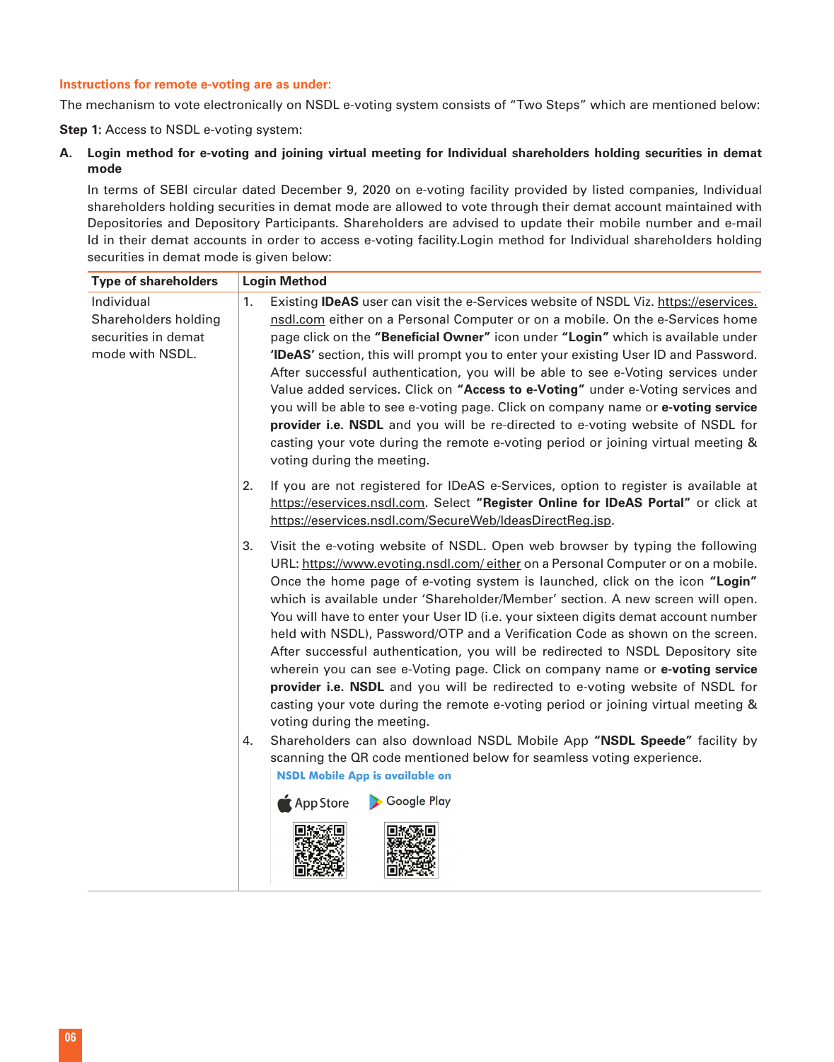**Instructions for remote e-voting are as under:**

The mechanism to vote electronically on NSDL e-voting system consists of "Two Steps" which are mentioned below:

**Step 1:** Access to NSDL e-voting system:

**A. Login method for e-voting and joining virtual meeting for Individual shareholders holding securities in demat mode**

In terms of SEBI circular dated December 9, 2020 on e-voting facility provided by listed companies, Individual shareholders holding securities in demat mode are allowed to vote through their demat account maintained with Depositories and Depository Participants. Shareholders are advised to update their mobile number and e-mail Id in their demat accounts in order to access e-voting facility.Login method for Individual shareholders holding securities in demat mode is given below:

| Type of shareholders | Login Method |
|---|---|
| Individual Shareholders holding securities in demat mode with NSDL. | 1. Existing **IDeAS** user can visit the e-Services website of NSDL Viz. https://eservices.nsdl.com either on a Personal Computer or on a mobile. On the e-Services home page click on the **"Beneficial Owner"** icon under **"Login"** which is available under **'IDeAS'** section, this will prompt you to enter your existing User ID and Password. After successful authentication, you will be able to see e-Voting services under Value added services. Click on **"Access to e-Voting"** under e-Voting services and you will be able to see e-voting page. Click on company name or **e-voting service provider i.e. NSDL** and you will be re-directed to e-voting website of NSDL for casting your vote during the remote e-voting period or joining virtual meeting & voting during the meeting.<br><br>2. If you are not registered for IDeAS e-Services, option to register is available at https://eservices.nsdl.com. Select **"Register Online for IDeAS Portal"** or click at https://eservices.nsdl.com/SecureWeb/IdeasDirectReg.jsp.<br><br>3. Visit the e-voting website of NSDL. Open web browser by typing the following URL: https://www.evoting.nsdl.com/ either on a Personal Computer or on a mobile. Once the home page of e-voting system is launched, click on the icon **"Login"** which is available under 'Shareholder/Member' section. A new screen will open. You will have to enter your User ID (i.e. your sixteen digits demat account number held with NSDL), Password/OTP and a Verification Code as shown on the screen. After successful authentication, you will be redirected to NSDL Depository site wherein you can see e-Voting page. Click on company name or **e-voting service provider i.e. NSDL** and you will be redirected to e-voting website of NSDL for casting your vote during the remote e-voting period or joining virtual meeting & voting during the meeting.<br><br>4. Shareholders can also download NSDL Mobile App **"NSDL Speede"** facility by scanning the QR code mentioned below for seamless voting experience.<br><br>**NSDL Mobile App is available on**<br>App Store Google Play |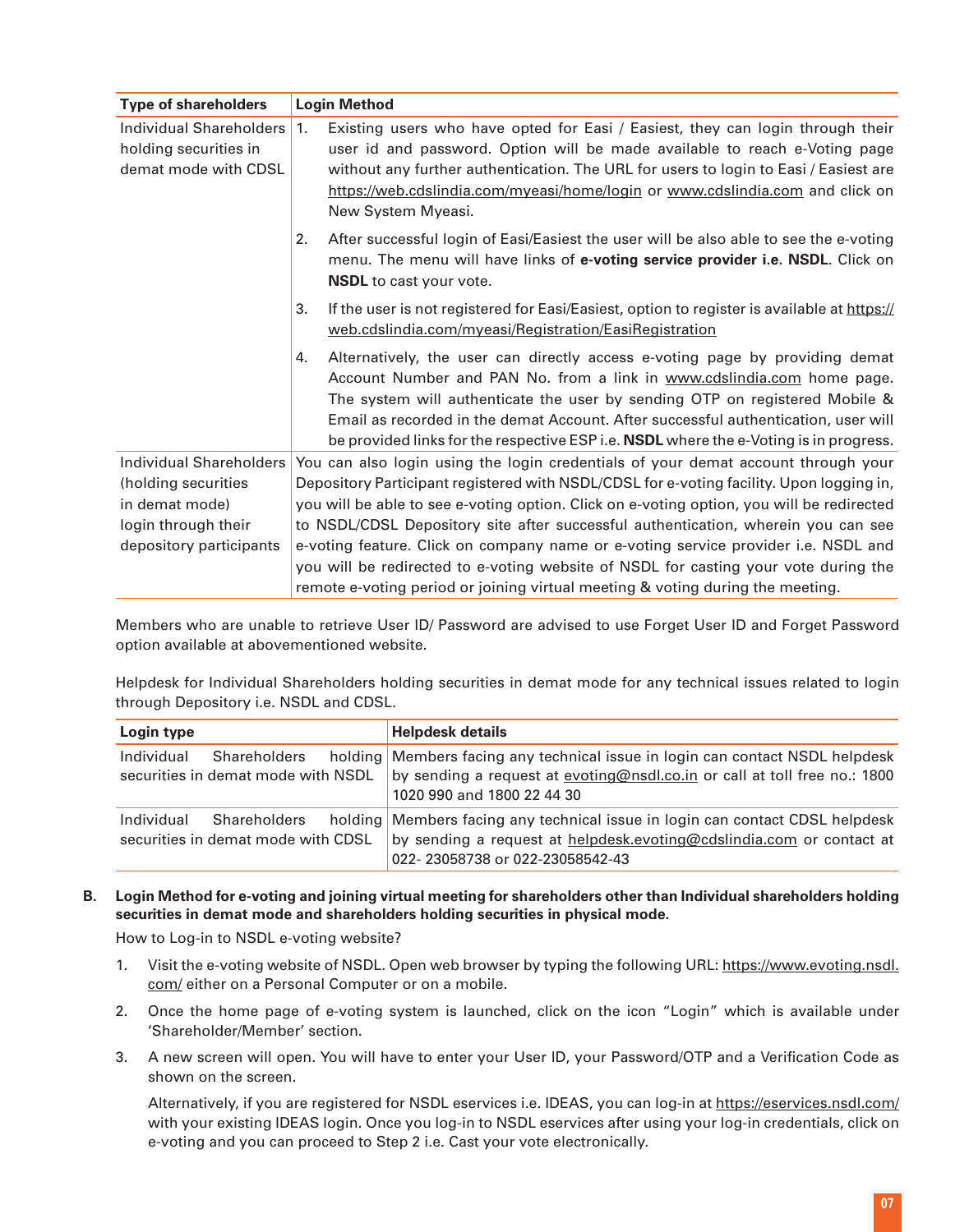| Type of shareholders | Login Method |
|---|---|
| Individual Shareholders holding securities in demat mode with CDSL | 1. Existing users who have opted for Easi / Easiest, they can login through their user id and password. Option will be made available to reach e-Voting page without any further authentication. The URL for users to login to Easi / Easiest are https://web.cdslindia.com/myeasi/home/login or www.cdslindia.com and click on New System Myeasi.<br><br>2. After successful login of Easi/Easiest the user will be also able to see the e-voting menu. The menu will have links of **e-voting service provider i.e. NSDL**. Click on **NSDL** to cast your vote.<br><br>3. If the user is not registered for Easi/Easiest, option to register is available at https://web.cdslindia.com/myeasi/Registration/EasiRegistration<br><br>4. Alternatively, the user can directly access e-voting page by providing demat Account Number and PAN No. from a link in www.cdslindia.com home page. The system will authenticate the user by sending OTP on registered Mobile & Email as recorded in the demat Account. After successful authentication, user will be provided links for the respective ESP i.e. **NSDL** where the e-Voting is in progress. |
| Individual Shareholders (holding securities in demat mode) login through their depository participants | You can also login using the login credentials of your demat account through your Depository Participant registered with NSDL/CDSL for e-voting facility. Upon logging in, you will be able to see e-voting option. Click on e-voting option, you will be redirected to NSDL/CDSL Depository site after successful authentication, wherein you can see e-voting feature. Click on company name or e-voting service provider i.e. NSDL and you will be redirected to e-voting website of NSDL for casting your vote during the remote e-voting period or joining virtual meeting & voting during the meeting. |

Members who are unable to retrieve User ID/ Password are advised to use Forget User ID and Forget Password option available at abovementioned website.

Helpdesk for Individual Shareholders holding securities in demat mode for any technical issues related to login through Depository i.e. NSDL and CDSL.

| Login type | Helpdesk details |
|---|---|
| Individual Shareholders holding securities in demat mode with NSDL | Members facing any technical issue in login can contact NSDL helpdesk by sending a request at evoting@nsdl.co.in or call at toll free no.: 1800 1020 990 and 1800 22 44 30 |
| Individual Shareholders holding securities in demat mode with CDSL | Members facing any technical issue in login can contact CDSL helpdesk by sending a request at helpdesk.evoting@cdslindia.com or contact at 022- 23058738 or 022-23058542-43 |

**B. Login Method for e-voting and joining virtual meeting for shareholders other than Individual shareholders holding securities in demat mode and shareholders holding securities in physical mode.**

How to Log-in to NSDL e-voting website?

1. Visit the e-voting website of NSDL. Open web browser by typing the following URL: https://www.evoting.nsdl.com/ either on a Personal Computer or on a mobile.
2. Once the home page of e-voting system is launched, click on the icon "Login" which is available under 'Shareholder/Member' section.
3. A new screen will open. You will have to enter your User ID, your Password/OTP and a Verification Code as shown on the screen.

   Alternatively, if you are registered for NSDL eservices i.e. IDEAS, you can log-in at https://eservices.nsdl.com/ with your existing IDEAS login. Once you log-in to NSDL eservices after using your log-in credentials, click on e-voting and you can proceed to Step 2 i.e. Cast your vote electronically.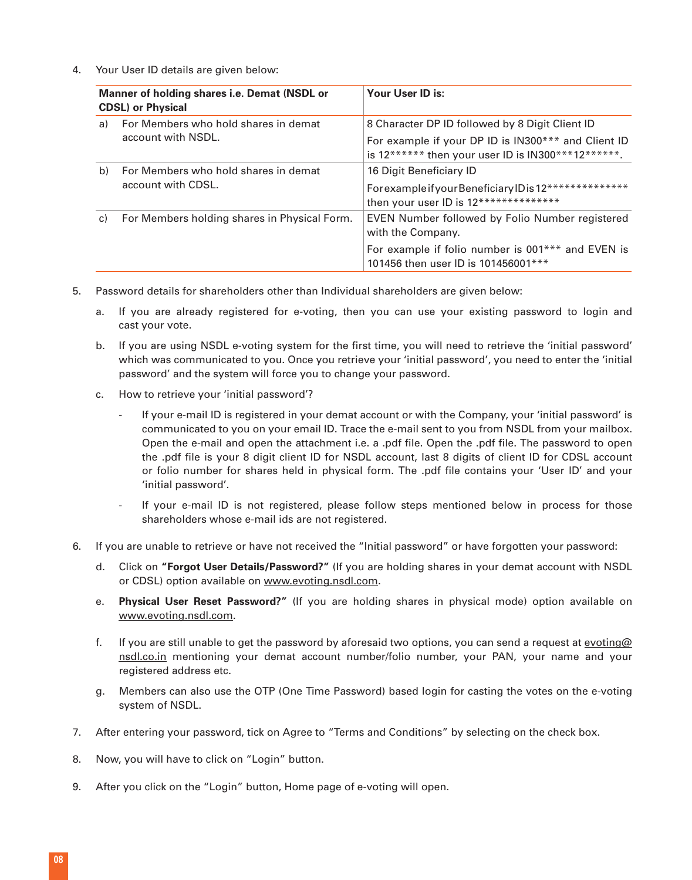4. Your User ID details are given below:

| Manner of holding shares i.e. Demat (NSDL or CDSL) or Physical | Your User ID is: |
|---|---|
| a) For Members who hold shares in demat account with NSDL. | 8 Character DP ID followed by 8 Digit Client ID<br>For example if your DP ID is IN300*** and Client ID is 12****** then your user ID is IN300***12******. |
| b) For Members who hold shares in demat account with CDSL. | 16 Digit Beneficiary ID<br>For example if your Beneficiary ID is 12************** then your user ID is 12************** |
| c) For Members holding shares in Physical Form. | EVEN Number followed by Folio Number registered with the Company.<br>For example if folio number is 001*** and EVEN is 101456 then user ID is 101456001*** |

5. Password details for shareholders other than Individual shareholders are given below:

   a. If you are already registered for e-voting, then you can use your existing password to login and cast your vote.

   b. If you are using NSDL e-voting system for the first time, you will need to retrieve the 'initial password' which was communicated to you. Once you retrieve your 'initial password', you need to enter the 'initial password' and the system will force you to change your password.

   c. How to retrieve your 'initial password'?

      - If your e-mail ID is registered in your demat account or with the Company, your 'initial password' is communicated to you on your email ID. Trace the e-mail sent to you from NSDL from your mailbox. Open the e-mail and open the attachment i.e. a .pdf file. Open the .pdf file. The password to open the .pdf file is your 8 digit client ID for NSDL account, last 8 digits of client ID for CDSL account or folio number for shares held in physical form. The .pdf file contains your 'User ID' and your 'initial password'.

      - If your e-mail ID is not registered, please follow steps mentioned below in process for those shareholders whose e-mail ids are not registered.

6. If you are unable to retrieve or have not received the "Initial password" or have forgotten your password:

   d. Click on **"Forgot User Details/Password?"** (If you are holding shares in your demat account with NSDL or CDSL) option available on www.evoting.nsdl.com.

   e. **Physical User Reset Password?"** (If you are holding shares in physical mode) option available on www.evoting.nsdl.com.

   f. If you are still unable to get the password by aforesaid two options, you can send a request at evoting@nsdl.co.in mentioning your demat account number/folio number, your PAN, your name and your registered address etc.

   g. Members can also use the OTP (One Time Password) based login for casting the votes on the e-voting system of NSDL.

7. After entering your password, tick on Agree to "Terms and Conditions" by selecting on the check box.

8. Now, you will have to click on "Login" button.

9. After you click on the "Login" button, Home page of e-voting will open.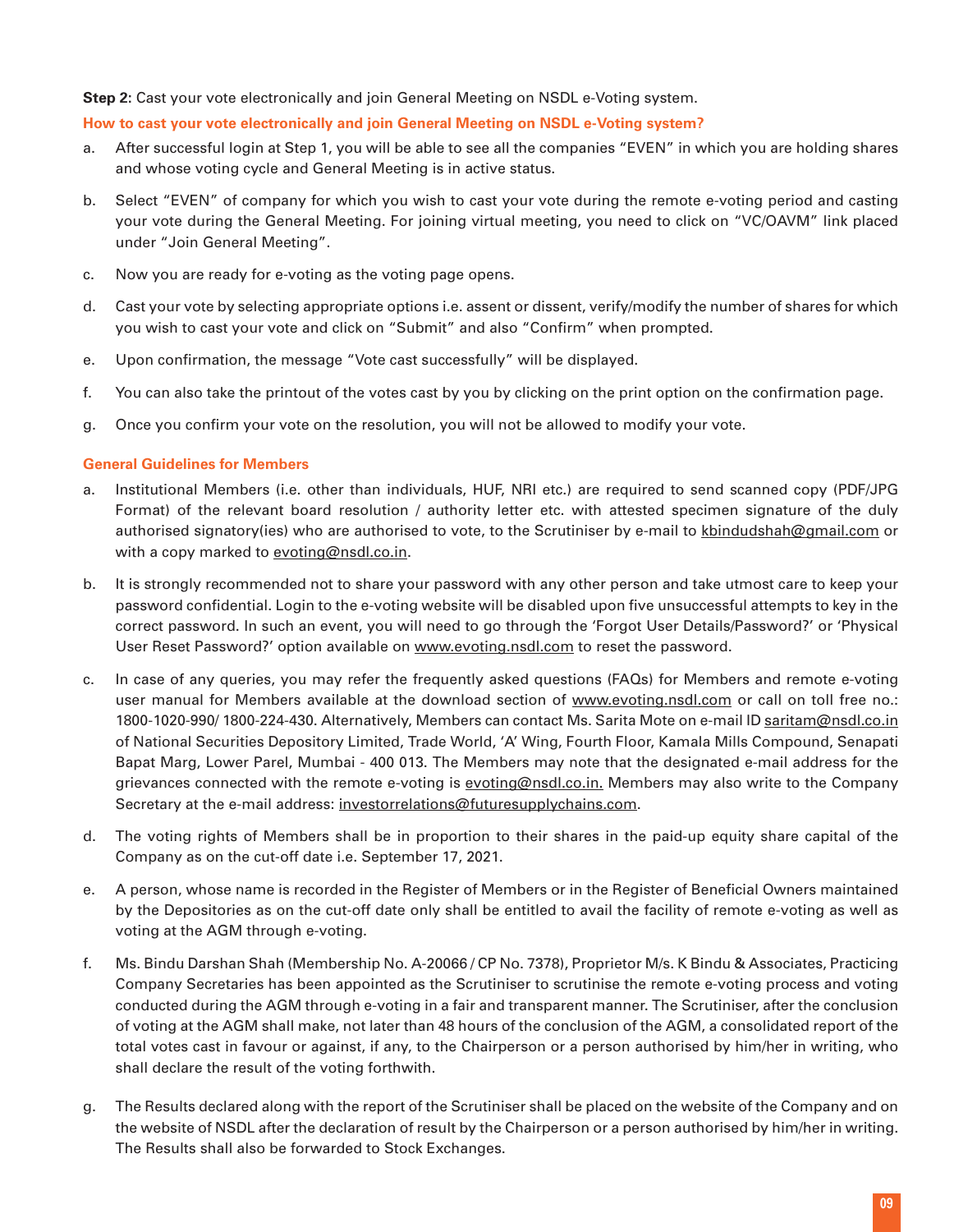**Step 2:** Cast your vote electronically and join General Meeting on NSDL e-Voting system.

**How to cast your vote electronically and join General Meeting on NSDL e-Voting system?**

a. After successful login at Step 1, you will be able to see all the companies "EVEN" in which you are holding shares and whose voting cycle and General Meeting is in active status.

b. Select "EVEN" of company for which you wish to cast your vote during the remote e-voting period and casting your vote during the General Meeting. For joining virtual meeting, you need to click on "VC/OAVM" link placed under "Join General Meeting".

c. Now you are ready for e-voting as the voting page opens.

d. Cast your vote by selecting appropriate options i.e. assent or dissent, verify/modify the number of shares for which you wish to cast your vote and click on "Submit" and also "Confirm" when prompted.

e. Upon confirmation, the message "Vote cast successfully" will be displayed.

f. You can also take the printout of the votes cast by you by clicking on the print option on the confirmation page.

g. Once you confirm your vote on the resolution, you will not be allowed to modify your vote.

**General Guidelines for Members**

a. Institutional Members (i.e. other than individuals, HUF, NRI etc.) are required to send scanned copy (PDF/JPG Format) of the relevant board resolution / authority letter etc. with attested specimen signature of the duly authorised signatory(ies) who are authorised to vote, to the Scrutiniser by e-mail to kbindudshah@gmail.com or with a copy marked to evoting@nsdl.co.in.

b. It is strongly recommended not to share your password with any other person and take utmost care to keep your password confidential. Login to the e-voting website will be disabled upon five unsuccessful attempts to key in the correct password. In such an event, you will need to go through the 'Forgot User Details/Password?' or 'Physical User Reset Password?' option available on www.evoting.nsdl.com to reset the password.

c. In case of any queries, you may refer the frequently asked questions (FAQs) for Members and remote e-voting user manual for Members available at the download section of www.evoting.nsdl.com or call on toll free no.: 1800-1020-990/ 1800-224-430. Alternatively, Members can contact Ms. Sarita Mote on e-mail ID saritam@nsdl.co.in of National Securities Depository Limited, Trade World, 'A' Wing, Fourth Floor, Kamala Mills Compound, Senapati Bapat Marg, Lower Parel, Mumbai - 400 013. The Members may note that the designated e-mail address for the grievances connected with the remote e-voting is evoting@nsdl.co.in. Members may also write to the Company Secretary at the e-mail address: investorrelations@futuresupplychains.com.

d. The voting rights of Members shall be in proportion to their shares in the paid-up equity share capital of the Company as on the cut-off date i.e. September 17, 2021.

e. A person, whose name is recorded in the Register of Members or in the Register of Beneficial Owners maintained by the Depositories as on the cut-off date only shall be entitled to avail the facility of remote e-voting as well as voting at the AGM through e-voting.

f. Ms. Bindu Darshan Shah (Membership No. A-20066 / CP No. 7378), Proprietor M/s. K Bindu & Associates, Practicing Company Secretaries has been appointed as the Scrutiniser to scrutinise the remote e-voting process and voting conducted during the AGM through e-voting in a fair and transparent manner. The Scrutiniser, after the conclusion of voting at the AGM shall make, not later than 48 hours of the conclusion of the AGM, a consolidated report of the total votes cast in favour or against, if any, to the Chairperson or a person authorised by him/her in writing, who shall declare the result of the voting forthwith.

g. The Results declared along with the report of the Scrutiniser shall be placed on the website of the Company and on the website of NSDL after the declaration of result by the Chairperson or a person authorised by him/her in writing. The Results shall also be forwarded to Stock Exchanges.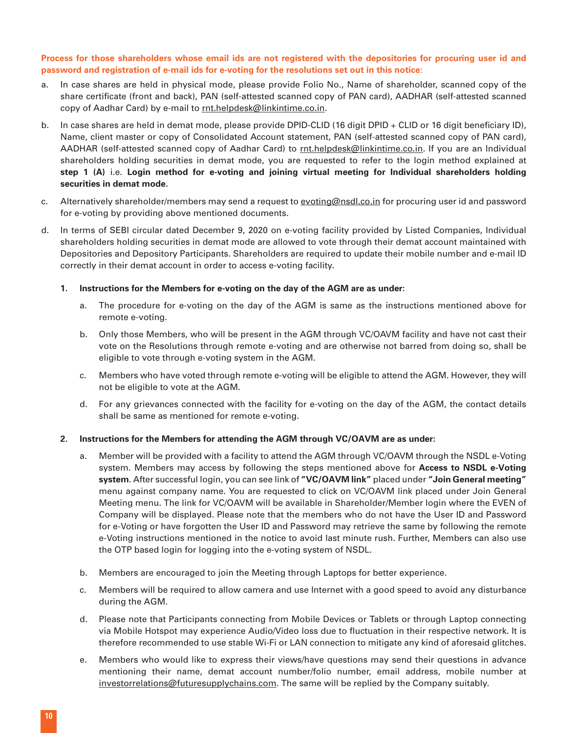**Process for those shareholders whose email ids are not registered with the depositories for procuring user id and password and registration of e-mail ids for e-voting for the resolutions set out in this notice:**

a. In case shares are held in physical mode, please provide Folio No., Name of shareholder, scanned copy of the share certificate (front and back), PAN (self-attested scanned copy of PAN card), AADHAR (self-attested scanned copy of Aadhar Card) by e-mail to rnt.helpdesk@linkintime.co.in.

b. In case shares are held in demat mode, please provide DPID-CLID (16 digit DPID + CLID or 16 digit beneficiary ID), Name, client master or copy of Consolidated Account statement, PAN (self-attested scanned copy of PAN card), AADHAR (self-attested scanned copy of Aadhar Card) to rnt.helpdesk@linkintime.co.in. If you are an Individual shareholders holding securities in demat mode, you are requested to refer to the login method explained at **step 1 (A)** i.e. **Login method for e-voting and joining virtual meeting for Individual shareholders holding securities in demat mode.**

c. Alternatively shareholder/members may send a request to evoting@nsdl.co.in for procuring user id and password for e-voting by providing above mentioned documents.

d. In terms of SEBI circular dated December 9, 2020 on e-voting facility provided by Listed Companies, Individual shareholders holding securities in demat mode are allowed to vote through their demat account maintained with Depositories and Depository Participants. Shareholders are required to update their mobile number and e-mail ID correctly in their demat account in order to access e-voting facility.

**1. Instructions for the Members for e-voting on the day of the AGM are as under:**

a. The procedure for e-voting on the day of the AGM is same as the instructions mentioned above for remote e-voting.

b. Only those Members, who will be present in the AGM through VC/OAVM facility and have not cast their vote on the Resolutions through remote e-voting and are otherwise not barred from doing so, shall be eligible to vote through e-voting system in the AGM.

c. Members who have voted through remote e-voting will be eligible to attend the AGM. However, they will not be eligible to vote at the AGM.

d. For any grievances connected with the facility for e-voting on the day of the AGM, the contact details shall be same as mentioned for remote e-voting.

**2. Instructions for the Members for attending the AGM through VC/OAVM are as under:**

a. Member will be provided with a facility to attend the AGM through VC/OAVM through the NSDL e-Voting system. Members may access by following the steps mentioned above for **Access to NSDL e-Voting system**. After successful login, you can see link of **"VC/OAVM link"** placed under **"Join General meeting"** menu against company name. You are requested to click on VC/OAVM link placed under Join General Meeting menu. The link for VC/OAVM will be available in Shareholder/Member login where the EVEN of Company will be displayed. Please note that the members who do not have the User ID and Password for e-Voting or have forgotten the User ID and Password may retrieve the same by following the remote e-Voting instructions mentioned in the notice to avoid last minute rush. Further, Members can also use the OTP based login for logging into the e-voting system of NSDL.

b. Members are encouraged to join the Meeting through Laptops for better experience.

c. Members will be required to allow camera and use Internet with a good speed to avoid any disturbance during the AGM.

d. Please note that Participants connecting from Mobile Devices or Tablets or through Laptop connecting via Mobile Hotspot may experience Audio/Video loss due to fluctuation in their respective network. It is therefore recommended to use stable Wi-Fi or LAN connection to mitigate any kind of aforesaid glitches.

e. Members who would like to express their views/have questions may send their questions in advance mentioning their name, demat account number/folio number, email address, mobile number at investorrelations@futuresupplychains.com. The same will be replied by the Company suitably.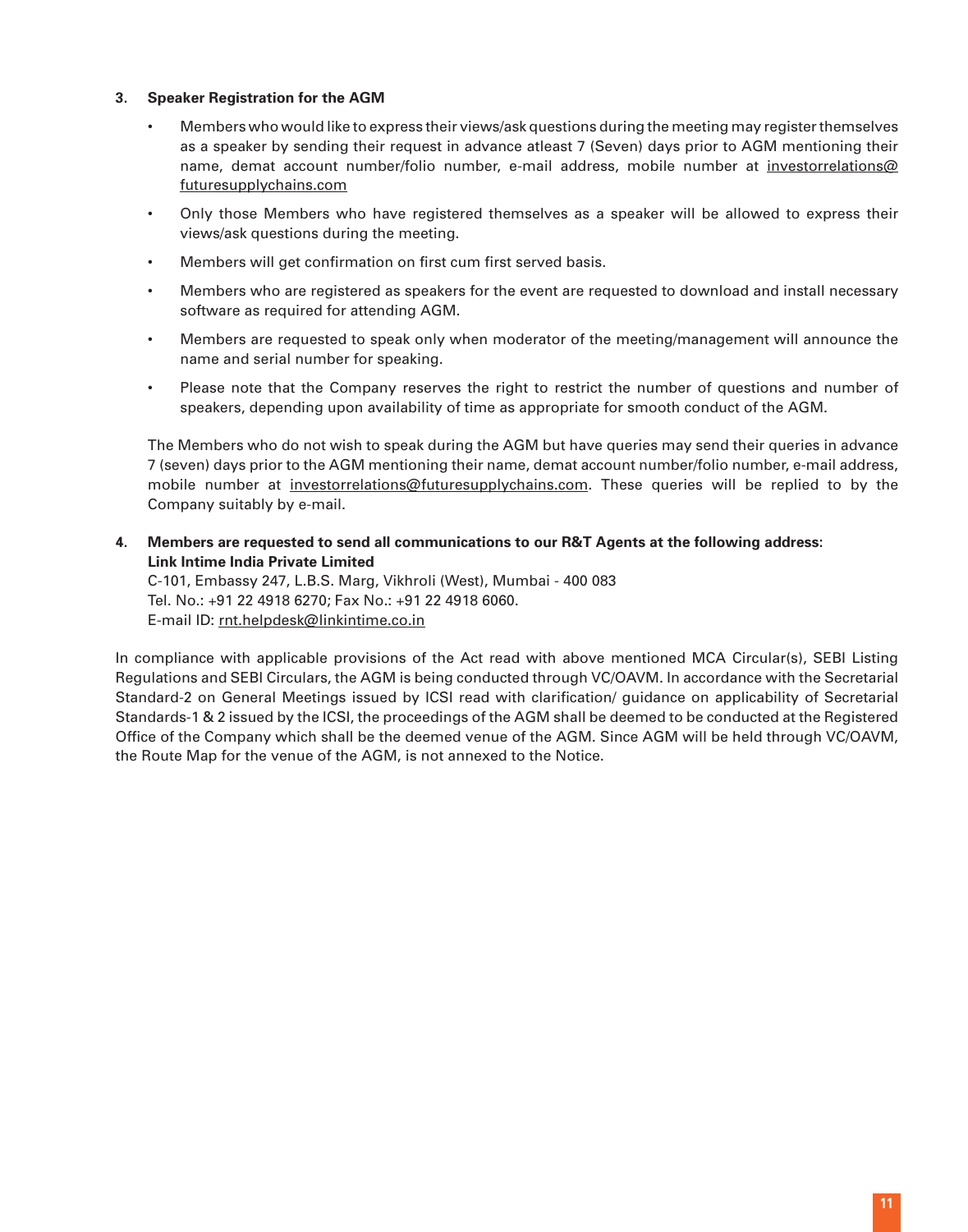3. **Speaker Registration for the AGM**

   - Members who would like to express their views/ask questions during the meeting may register themselves as a speaker by sending their request in advance atleast 7 (Seven) days prior to AGM mentioning their name, demat account number/folio number, e-mail address, mobile number at investorrelations@futuresupplychains.com
   - Only those Members who have registered themselves as a speaker will be allowed to express their views/ask questions during the meeting.
   - Members will get confirmation on first cum first served basis.
   - Members who are registered as speakers for the event are requested to download and install necessary software as required for attending AGM.
   - Members are requested to speak only when moderator of the meeting/management will announce the name and serial number for speaking.
   - Please note that the Company reserves the right to restrict the number of questions and number of speakers, depending upon availability of time as appropriate for smooth conduct of the AGM.

   The Members who do not wish to speak during the AGM but have queries may send their queries in advance 7 (seven) days prior to the AGM mentioning their name, demat account number/folio number, e-mail address, mobile number at investorrelations@futuresupplychains.com. These queries will be replied to by the Company suitably by e-mail.

4. **Members are requested to send all communications to our R&T Agents at the following address:**
   **Link Intime India Private Limited**
   C-101, Embassy 247, L.B.S. Marg, Vikhroli (West), Mumbai - 400 083
   Tel. No.: +91 22 4918 6270; Fax No.: +91 22 4918 6060.
   E-mail ID: rnt.helpdesk@linkintime.co.in

In compliance with applicable provisions of the Act read with above mentioned MCA Circular(s), SEBI Listing Regulations and SEBI Circulars, the AGM is being conducted through VC/OAVM. In accordance with the Secretarial Standard-2 on General Meetings issued by ICSI read with clarification/ guidance on applicability of Secretarial Standards-1 & 2 issued by the ICSI, the proceedings of the AGM shall be deemed to be conducted at the Registered Office of the Company which shall be the deemed venue of the AGM. Since AGM will be held through VC/OAVM, the Route Map for the venue of the AGM, is not annexed to the Notice.